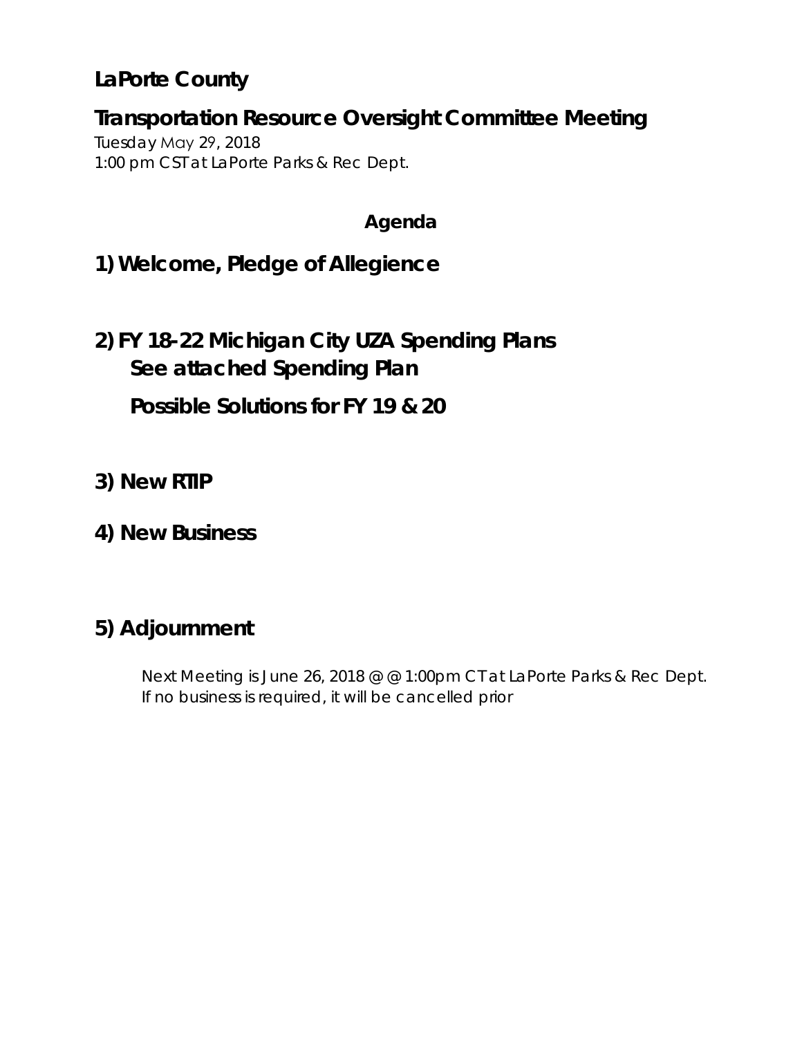# LaPorte County

## Transportation Resource Oversight Committee Meeting

Tuesday May 29, 2018
1:00 pm CST at LaPorte Parks & Rec Dept.

### Agenda

## 1) Welcome, Pledge of Allegience

## 2) FY 18-22 Michigan City UZA Spending Plans

**See attached Spending Plan**

**Possible Solutions for FY 19 & 20**

## 3) New RTIP

## 4) New Business

## 5) Adjournment

Next Meeting is June 26, 2018 @ @ 1:00pm CT at LaPorte Parks & Rec Dept.
If no business is required, it will be cancelled prior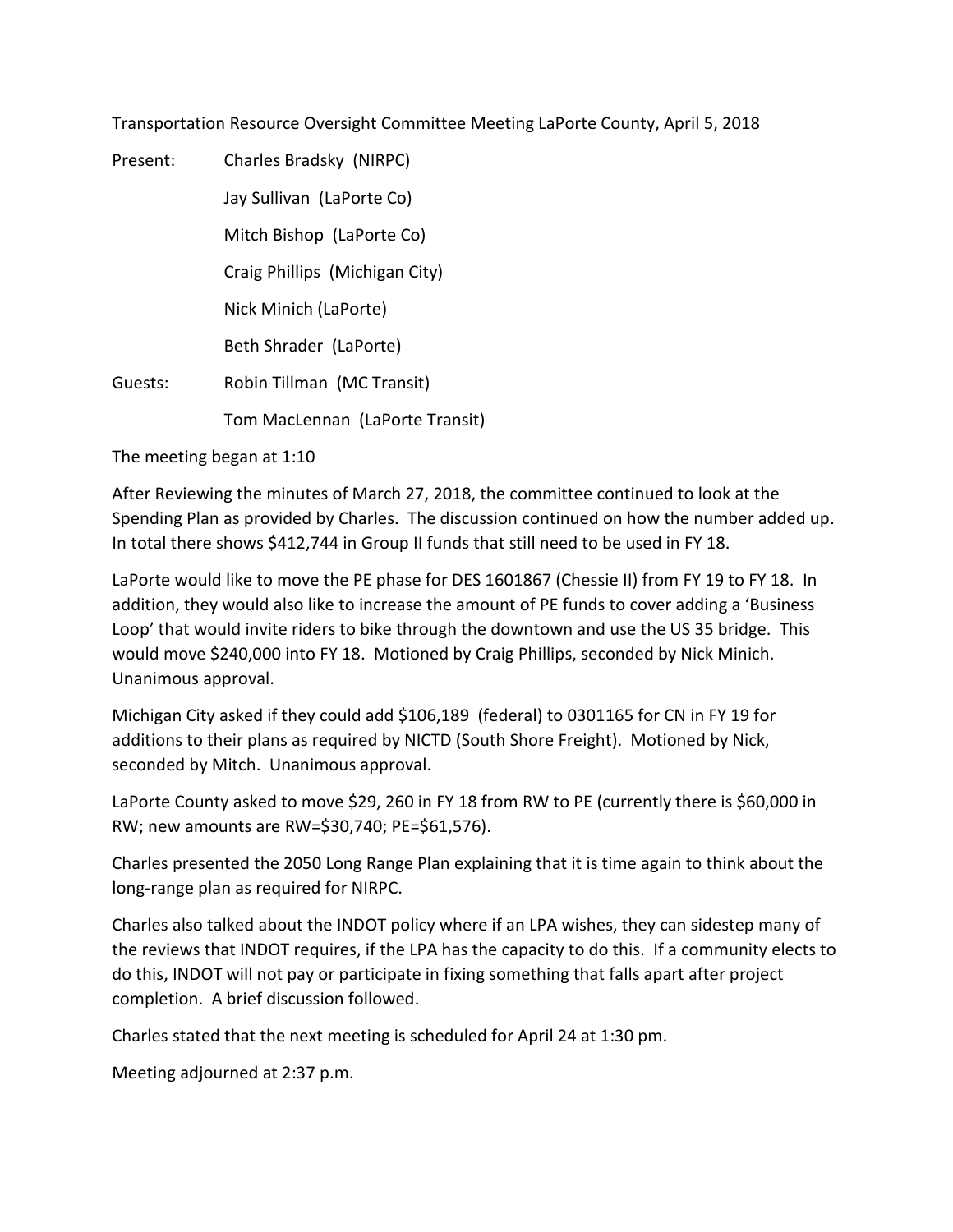Transportation Resource Oversight Committee Meeting LaPorte County, April 5, 2018

| | |
|---|---|
| Present: | Charles Bradsky (NIRPC) |
| | Jay Sullivan (LaPorte Co) |
| | Mitch Bishop (LaPorte Co) |
| | Craig Phillips (Michigan City) |
| | Nick Minich (LaPorte) |
| | Beth Shrader (LaPorte) |
| Guests: | Robin Tillman (MC Transit) |
| | Tom MacLennan (LaPorte Transit) |

The meeting began at 1:10

After Reviewing the minutes of March 27, 2018, the committee continued to look at the Spending Plan as provided by Charles. The discussion continued on how the number added up. In total there shows $412,744 in Group II funds that still need to be used in FY 18.

LaPorte would like to move the PE phase for DES 1601867 (Chessie II) from FY 19 to FY 18. In addition, they would also like to increase the amount of PE funds to cover adding a 'Business Loop' that would invite riders to bike through the downtown and use the US 35 bridge. This would move $240,000 into FY 18. Motioned by Craig Phillips, seconded by Nick Minich. Unanimous approval.

Michigan City asked if they could add $106,189 (federal) to 0301165 for CN in FY 19 for additions to their plans as required by NICTD (South Shore Freight). Motioned by Nick, seconded by Mitch. Unanimous approval.

LaPorte County asked to move $29, 260 in FY 18 from RW to PE (currently there is $60,000 in RW; new amounts are RW=$30,740; PE=$61,576).

Charles presented the 2050 Long Range Plan explaining that it is time again to think about the long-range plan as required for NIRPC.

Charles also talked about the INDOT policy where if an LPA wishes, they can sidestep many of the reviews that INDOT requires, if the LPA has the capacity to do this. If a community elects to do this, INDOT will not pay or participate in fixing something that falls apart after project completion. A brief discussion followed.

Charles stated that the next meeting is scheduled for April 24 at 1:30 pm.

Meeting adjourned at 2:37 p.m.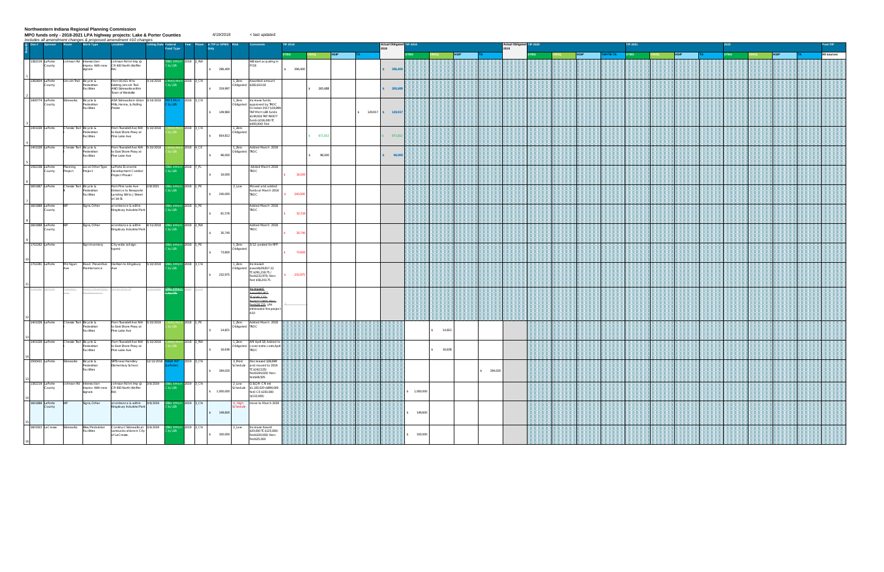**Northwestern Indiana Regional Planning Commission**

**MPO funds only - 2018-2021 LPA highway projects: Lake & Porter Counties** 4/19/2018 < last updated

*Includes all amendment changes & proposed amendment #10 changes*

| Row # | Des # | Sponsor | Route | Work Type | Location | Letting Date | Federal Fund Type | Year | Phase | In TIP or SPMS Only | Risk | Comments | TIP 2018 | | | | Actual Obligated 2018 | TIP 2019 | | | | Actual Obligated 2018 | TIP 2020 | | | | TIP 2021 | | | | 2022 | | | | Post-TIP |
|---|---|---|---|---|---|---|---|---|---|---|---|---|---|---|---|---|---|---|---|---|---|---|---|---|---|---|---|---|---|---|---|---|---|---|---|
| | | | | | | | | | | | | | STBG | CMAQ | HSIP | TA | | STBG | CMAQ | HSIP | TA | | STBG | CMAQ | HSIP | TAP/TE-TA | STBG | CMAQ | HSIP | TA | STBG | CMAQ | HSIP | TA | All sources |
| 1 | 1382219 | LaPorte County | Johnson Rd | Intersection improv. With new signals | Johnson Rd Int Imp @ CR 400 North (Keiffer Rd) | | STBG 8 Mich City UZA | 2018 | 2_RW | $ 296,400 | | Will start acquiring in FY18 | $ 296,400 | | | | $ 296,400 | | | | | | | | | | | | | | | | | | |
| 2 | 1382604 | LaPorte County | Lincoln Trail | Bicycle & Pedestrian Facilities | From US 421 W to Existing Lincoln Trail AND Sidewalks within Town of Westville | 3/14/2018 | CMAQ Mich City UZA | 2018 | 3_CN | $ 319,997 | 1_Zero Obligated | Awarded amount $282,610.02 | | $ 265,688 | | | $ 265,688 | | | | | | | | | | | | | | | | | | |
| 3 | 1400774 | LaPorte County | Sidewalks | Bicycle & Pedestrian Facilities | ADA Sidewalks in Union Mills, Hanna, & Rolling Prairie | 3/14/2018 | TAP 8 Mich City UZA | 2018 | 3_CN | $ 149,960 | 1_Zero Obligated | Increase funds approved by TROC October 2017 $19,999 TAP Mich UZA funds $149,916 TAP INDOT funds $316,000 TC $493,000/ Fed | | | | $ 129,917 | $ 129,917 | | | | | | | | | | | | | | | | | | |
| 4 | 1401028 | LaPorte | Chessie Trail | Bicycle & Pedestrian Facilities | From Truesdell Ave NW to East Shore Pkwy at Pine Lake Ave | 3/10/2018 | CMAQ Mich City UZA | 2018 | 3_CN | $ 654,812 | 1_Zero Obligated | | | $ 671,812 | | | $ 671,812 | | | | | | | | | | | | | | | | | | |
| 5 | 1401028 | LaPorte | Chessie Trail | Bicycle & Pedestrian Facilities | From Truesdell Ave NW to East Shore Pkwy at Pine Lake Ave | 3/10/2018 | CMAQ Mich City UZA | 2018 | 4_CE | $ 96,000 | 1_Zero Obligated | Added March 2018 TROC | | $ 96,000 | | | $ 96,000 | | | | | | | | | | | | | | | | | | |
| 6 | 1592338 | LaPorte County | Planning Project | Local Other Type Project | LaPorte Economic Development Corridor Project Phase I | | STBG 8 Mich City UZA | 2018 | 7_PL | $ 16,000 | | Added March 2018 TROC | $ 16,000 | | | | | | | | | | | | | | | | | | | | | | |
| 7 | 1601867 | LaPorte | Chessie Trail | Bicycle & Pedestrian Facilities | from Pine Lake Ave Entrance to Newporte Landing SW to J Street at 1st St. | 2/8/2021 | STBG 8 Mich City UZA | 2018 | 1_PE | $ 240,000 | 2_Low | Moved and added funds at March 2018 TROC | $ 240,000 | | | | | | | | | | | | | | | | | | | | | | |
| 8 | 1601868 | LaPorte County | KIP | Signs, Other | at entrance & within Kingsbury Industrial Park | | STBG 8 Mich City UZA | 2018 | 1_PE | $ 61,576 | | Added March 2018 TROC | $ 32,316 | | | | | | | | | | | | | | | | | | | | | | |
| 9 | 1601868 | LaPorte County | KIP | Signs, Other | at entrance & within Kingsbury Industrial Park | 4/11/2018 | STBG 8 Mich City UZA | 2018 | 2_RW | $ 30,740 | | Added March 2018 TROC | $ 30,740 | | | | | | | | | | | | | | | | | | | | | | |
| 10 | 1702262 | LaPorte | | Sign Inventory | City-wide (all sign types) | | STBG 8 Mich City UZA | 2018 | 1_PE | $ 73,600 | 1_Zero Obligated | 3/12- posted for RFP | $ 73,600 | | | | | | | | | | | | | | | | | | | | | | |
| 11 | 1702281 | LaPorte | Michigan Ave | Road Preventive Maintenance | Harrison to Kingsbury Ave | 3/10/2018 | STBG 8 Mich City UZA | 2018 | 3_CN | $ 232,975 | 1_Zero Obligated | Increased exceeds$29,817.12 TC $291,218.75 / Feds$232,975/ Non-Fed $58,243.75 | $ 232,975 | | | | | | | | | | | | | | | | | | | | | | |
| 12 | | ~~LaPorte~~ | ~~Franklin Ave~~ | ~~Road Preventive Maintenance~~ | ~~4th St to Pine St~~ | ~~3/10/2018~~ | ~~STBG 8 Mich City UZA~~ | ~~2018~~ | ~~3_CN~~ | | | ~~Increased exceeds$5,987; TC $140,125; Feds$112,100/ Non-Fed $28,025.~~ LPA eliminated this project A10 | | | | | | | | | | | | | | | | | | | | | | | |
| 13 | 1401028 | LaPorte | Chessie Trail | Bicycle & Pedestrian Facilities | From Truesdell Ave NW to East Shore Pkwy at Pine Lake Ave | 3/10/2018 | CMAQ Mich City UZA | 2018 | 1_PE | $ 14,821 | 1_Zero Obligated | Added March 2018 TROC | | | | | | | $ 14,821 | | | | | | | | | | | | | | | | |
| 14 | 1401028 | LaPorte | Chessie Trail | Bicycle & Pedestrian Facilities | From Truesdell Ave NW to East Shore Pkwy at Pine Lake Ave | 3/10/2018 | CMAQ Mich City UZA | 2018 | 2_RW | $ 16,636 | 1_Zero Obligated | AM April 18; Added to cover extra costs April TROC | | | | | | | $ 16,636 | | | | | | | | | | | | | | | | |
| 13 | 1500422 | LaPorte | Sidewalks | Bicycle & Pedestrian Facilities | SRTS near Handley Elementary School | 12/12/2018 | HWAY TAP (LaPorte) | 2019 | 3_CN | $ 194,020 | 3_Med Schedule | Decreased $26,699 and moved to 2019 TC $242,525/ Feds$194,020/ Non-feds$48,505 | | | | | | | | | $ 194,020 | | | | | | | | | | | | | | |
| 14 | 1382219 | LaPorte County | Johnson Rd | Intersection improv. With new signals | Johnson Rd Int Imp @ CR 400 North (Keiffer Rd) | 3/6/2019 | STBG 8 Mich City UZA | 2019 | 3_CN | $ 1,000,000 | 2_Low Schedule | CE(ROR-CN est $1,100,000 ($890,000 fed) CE $150,000 ($130,000) | | | | | | $ 1,000,000 | | | | | | | | | | | | | | | | | |
| 15 | 1601868 | LaPorte County | KIP | Signs, Other | at entrance & within Kingsbury Industrial Park | 3/6/2019 | STBG 8 Mich City UZA | 2019 | 3_CN | $ 149,600 | 4_High Schedule | move to March 2019 | | | | | | $ 149,600 | | | | | | | | | | | | | | | | | |
| 16 | 1601922 | LaCrosse | Sidewalks | Bike/Pedestrian Facilities | Construct Sidewalks at various locations in City of LaCrosse. | 3/6/2019 | STBG 8 Mich City UZA | 2019 | 3_CN | $ 100,000 | 2_Low | Increase Award $20,000 TC $125,000/ Fed $100,000/ Non-Fed $25,000 | | | | | | $ 100,000 | | | | | | | | | | | | | | | | | |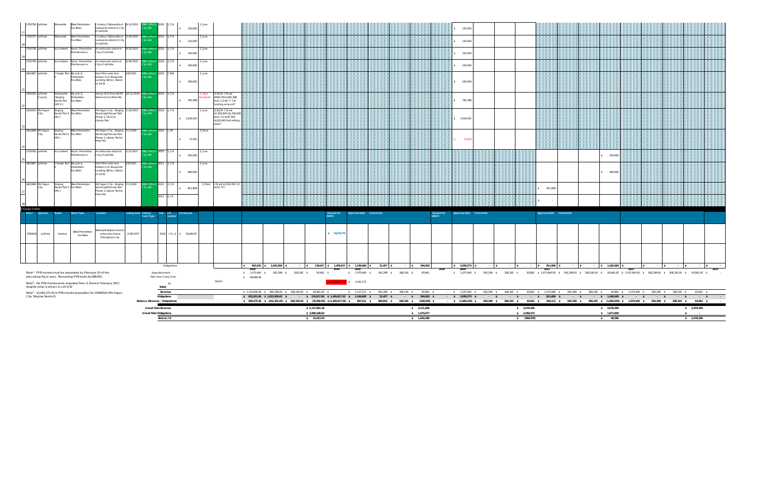| | Sponsor | Route | Work Type | Location | Letting Date | Federal Fund Type | Year | CO number | CO amount | | |
|---|---|---|---|---|---|---|---|---|---|---|---|
| 17 1700756 | LaPorte | Sidewalks | Bike/Pedestrian Facilities | Construct Sidewalks at various locations in City of LaPorte. | 9/11/2019 | STBG (MM/CP) City LEA | 2020 | 3_CN | $ 120,000 | 2_Low | |
| 18 1700757 | LaPorte | Sidewalks | Bike/Pedestrian Facilities | Construct Sidewalks at various locations in City of LaPorte. | 1/16/2020 | STBG (MM/CP) City LEA | 2020 | 3_CN | $ 120,000 | 2_Low | |
| 19 1700758 | LaPorte | local street | Road Preventive Maintenance | At various locations in City of LaPorte. | 9/25/2019 | STBG (MM/CP) City LEA | 2020 | 3_CN | $ 100,000 | 2_Low | |
| 20 1700759 | LaPorte | local street | Road Preventive Maintenance | At various locations in City of LaPorte. | 2/18/2020 | STBG (MM/CP) City LEA | 2020 | 3_CN | $ 100,000 | 2_Low | |
| 21 1601867 | LaPorte | Chessie Trail | Bicycle & Pedestrian Facilities | from Pine Lake Ave Entrance to Newporte Landing SW to J Street at 1st St. | 2/8/2021 | STBG (MM/CP) City LEA | 2020 | 2_RW | $ 160,000 | 2_Low | |
| 22 1592335 | LaPorte County | Marquette / Singing Sands Trail (LPCO) | Bicycle & Pedestrian Facilities | Along US 12 from IN/MI State Line to Meer Rd | 12/11/2019 | STBG (MM/CP) City LEA | 2020 | 3_CN | $ 765,398 | 4_High Schedule | 0.3LOR- CN est $956,749 ($765,398 fed); CE $0?? CN funding amount? |
| 23 1500324 | Michigan City | Singing Sands Trail 2 (MC) | Bike/Pedestrian Facilities | Michigan City - Singing Sands Lighthouse Trail Phase 2, US 12 to Liberty Trail | 7/10/2019 | STBG (MM/CP) City LEA | 2020 | 3_CN | $ 1,619,422 | 2_Low | 0.3LOR- CN est $1,500,000 ($1,200,000 fed); CE $187,500 ($150,000 fed) letting date? |
| 24 1601889 | Michigan City | Singing Sands Trail 3 (MC) | Bike/Pedestrian Facilities | Michigan City - Singing Sands Lighthouse Trail Phase 3, Liberty Trail to Meer Rd | 7/1/2020 | STBG (MM/CP) City LEA | 2020 | 1_PE | $ 74,553 | 3_Med | |
| 25 1700760 | LaPorte | local street | Road Preventive Maintenance | At various locations in City of LaPorte. | 1/13/2021 | STBG (MM/CP) City LEA | 2021 | 3_CN | $ 200,000 | 2_Low | |
| 26 1601867 | LaPorte | Chessie Trail | Bicycle & Pedestrian Facilities | from Pine Lake Ave Entrance to Newporte Landing SW to J Street at 1st St. | 2/8/2021 | STBG (MM/CP) City LEA | 2021 | 3_CN | $ 960,000 | 2_Low | |
| 27 1601889 | Michigan City | Singing Sands Trail 3 (MC) | Bike/Pedestrian Facilities | Michigan City - Singing Sands Lighthouse Trail Phase 3, Liberty Trail to Meer Rd | 7/1/2020 | STBG (MM/CP) City LEA | 2021 | 3_CN | $ 811,809 | 3_Med | CN est $1,014,761 CE $121,771 |
| 28 | | | | | | | 2021 | 4_CE | | | |

Program amounts by year column: rows 17–24 (2020): $ 120,000; $ 120,000; $ 100,000; $ 100,000; $ 160,000; $ 765,398; $ 1,619,422; $ 74,553. Row 25: $ 200,000 (2022). Row 26: $ 960,000 (2022). Row 27: $ 811,809 (2021). Row 28: $ - (2021).

## Change Orders

| Des # | Sponsor | Route | Work Type | Location | Letting Date | Federal Fund Type | Year | CO number | CO amount | Amount for NIRPC |
|---|---|---|---|---|---|---|---|---|---|---|
| 1592640 | LaPorte | Various | Bike/Pedestrian Facilities | Sidewalk Replacement, various locations throughout city | 2/28/2017 | | 2018 | CO_4 | $ 29,465.87 | $ 23,572.70 |

| | 2018 | | | | 2018 | 2018 | | | | 2019 | 2020 | | | | 2021 | | | | 2022 | | | | 2023 |
|---|---|---|---|---|---|---|---|---|---|---|---|---|---|---|---|---|---|---|---|---|---|---|---|
| Obligations | $ 922,031 | $ 1,033,500 | $ - | $ 129,917 | $ 1,459,817 | $ 1,249,600 | $ 31,457 | $ - | $ 194,020 | | $ 3,059,373 | $ - | $ - | $ - | $ 811,809 | $ - | $ - | $ 1,160,000 | $ - | $ - | $ - | $ - | $ - |
| Apportionment | $ 1,075,940 | $ 592,299 | $ 308,195 | $ 93,961 | $ - | $ 1,075,940 | $ 592,299 | $ 308,195 | $ 93,961 | | $ 1,075,940 | $ 592,299 | $ 308,195 | $ 93,961 | $ 1,075,940.00 | $ 592,299.00 | $ 308,195.00 | $ 93,961.00 | $ 1,075,940.00 | $ 592,299.00 | $ 308,195.00 | $ 93,961.00 | - |
| Prior Year Carry Over | $ 46,666.36 | | | | | | | | | | | | | | | | | | | | | | |
| PY | | | | | $ 1,085,271.43 | $ 1,041,271 | | | | | | | | | | | | | | | | | |

Note3

| Totals | | | | | | | | | | | | | | | | | | | | | | | |
|---|---|---|---|---|---|---|---|---|---|---|---|---|---|---|---|---|---|---|---|---|---|---|---|
| Revenue | $ 1,122,606.36 | $ 592,299.00 | $ 308,195.00 | $ 93,961.00 | $ - | $ 2,117,211 | $ 592,299 | $ 308,195 | $ 93,961 | $ - | $ 1,075,940 | $ 592,299 | $ 308,195 | $ 93,961 | $ 1,075,940 | $ 592,299 | $ 308,195 | $ 93,961 | $ 1,075,940 | $ 592,299 | $ 308,195 | $ 93,961 | $ - |
| Obligations | $ 922,031.00 | $ 1,033,500.02 | $ - | $ 129,917.00 | $ 1,459,817.02 | $ 1,249,600 | $ 31,457 | $ - | $ 194,020 | $ - | $ 3,059,373 | $ - | $ - | $ - | $ 811,809 | $ - | $ - | $ 1,160,000 | $ - | $ - | $ - | $ - | $ - |
| Balance (Revenue – Obligations) | $ 200,575.36 | $ (441,201.02) | $ 308,195.00 | $ (35,956.00) | $ (1,459,817.02) | $ 867,611 | $ 560,842 | $ 308,195 | $ (100,059) | $ - | $ (1,983,433) | $ 592,299 | $ 308,195 | $ 93,961 | $ 264,131 | $ 592,299 | $ 308,195 | $ (1,066,039) | $ 1,075,940 | $ 592,299 | $ 308,195 | $ 93,961 | $ - |

| | 2018 | 2019 | 2020 | 2021 | 2022 |
|---|---|---|---|---|---|
| Grand Total Revenue | $ 2,117,061.36 | $ 3,111,666 | $ 2,070,395 | $ 2,070,395 | $ 2,070,395 |
| Grand Total Obligations | $ 2,085,448.02 | $ 1,475,077 | $ 3,059,373 | $ 1,971,809 | $ - |
| Balance_CE | $ 31,613.34 | $ 1,636,589 | $ (988,978) | $ 98,586 | $ 2,070,395 |

Note[1]: PYB monies must be requested by February 20 of the preceding fiscal year. Remaining PYB funds $1,089,451.

Note[2]: No PYB monies were requested from G. Evers in February 2017, despite what is shown in cell Q42

Note[3]: $1,041,271.43 in PYB monies requestion for 15000324 (Michigan City; Singing Sands II)